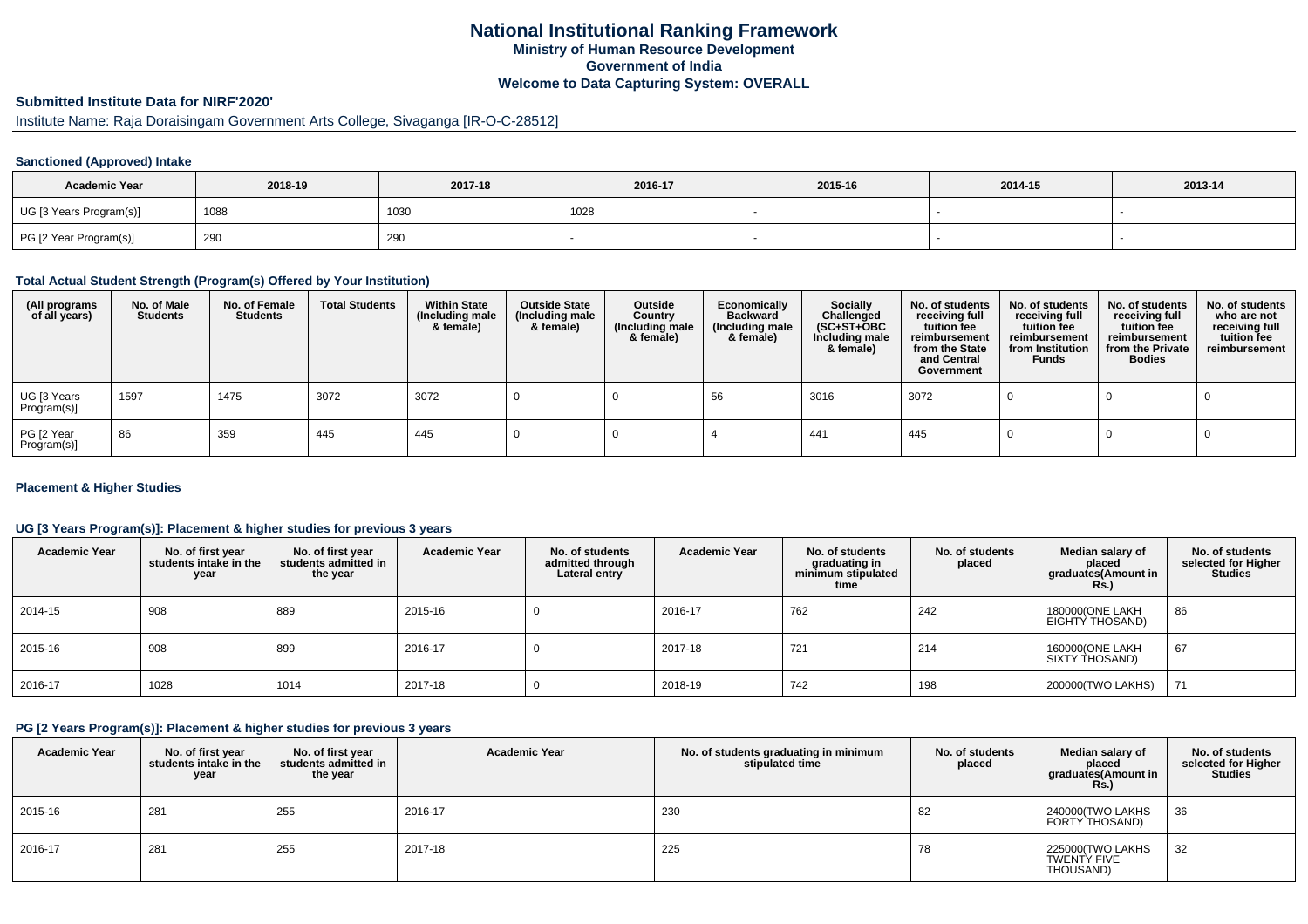# National Institutional Ranking Framework

**Ministry of Human Resource Development**

**Government of India**

**Welcome to Data Capturing System: OVERALL**

## Submitted Institute Data for NIRF'2020'

Institute Name: Raja Doraisingam Government Arts College, Sivaganga [IR-O-C-28512]

### Sanctioned (Approved) Intake

| Academic Year | 2018-19 | 2017-18 | 2016-17 | 2015-16 | 2014-15 | 2013-14 |
|---|---|---|---|---|---|---|
| UG [3 Years Program(s)] | 1088 | 1030 | 1028 | - | - | - |
| PG [2 Year Program(s)] | 290 | 290 | - | - | - | - |

### Total Actual Student Strength (Program(s) Offered by Your Institution)

| (All programs of all years) | No. of Male Students | No. of Female Students | Total Students | Within State (Including male & female) | Outside State (Including male & female) | Outside Country (Including male & female) | Economically Backward (Including male & female) | Socially Challenged (SC+ST+OBC Including male & female) | No. of students receiving full tuition fee reimbursement from the State and Central Government | No. of students receiving full tuition fee reimbursement from Institution Funds | No. of students receiving full tuition fee reimbursement from the Private Bodies | No. of students who are not receiving full tuition fee reimbursement |
|---|---|---|---|---|---|---|---|---|---|---|---|---|
| UG [3 Years Program(s)] | 1597 | 1475 | 3072 | 3072 | 0 | 0 | 56 | 3016 | 3072 | 0 | 0 | 0 |
| PG [2 Year Program(s)] | 86 | 359 | 445 | 445 | 0 | 0 | 4 | 441 | 445 | 0 | 0 | 0 |

### Placement & Higher Studies

#### UG [3 Years Program(s)]: Placement & higher studies for previous 3 years

| Academic Year | No. of first year students intake in the year | No. of first year students admitted in the year | Academic Year | No. of students admitted through Lateral entry | Academic Year | No. of students graduating in minimum stipulated time | No. of students placed | Median salary of placed graduates(Amount in Rs.) | No. of students selected for Higher Studies |
|---|---|---|---|---|---|---|---|---|---|
| 2014-15 | 908 | 889 | 2015-16 | 0 | 2016-17 | 762 | 242 | 180000(ONE LAKH EIGHTY THOSAND) | 86 |
| 2015-16 | 908 | 899 | 2016-17 | 0 | 2017-18 | 721 | 214 | 160000(ONE LAKH SIXTY THOSAND) | 67 |
| 2016-17 | 1028 | 1014 | 2017-18 | 0 | 2018-19 | 742 | 198 | 200000(TWO LAKHS) | 71 |

#### PG [2 Years Program(s)]: Placement & higher studies for previous 3 years

| Academic Year | No. of first year students intake in the year | No. of first year students admitted in the year | Academic Year | No. of students graduating in minimum stipulated time | No. of students placed | Median salary of placed graduates(Amount in Rs.) | No. of students selected for Higher Studies |
|---|---|---|---|---|---|---|---|
| 2015-16 | 281 | 255 | 2016-17 | 230 | 82 | 240000(TWO LAKHS FORTY THOSAND) | 36 |
| 2016-17 | 281 | 255 | 2017-18 | 225 | 78 | 225000(TWO LAKHS TWENTY FIVE THOUSAND) | 32 |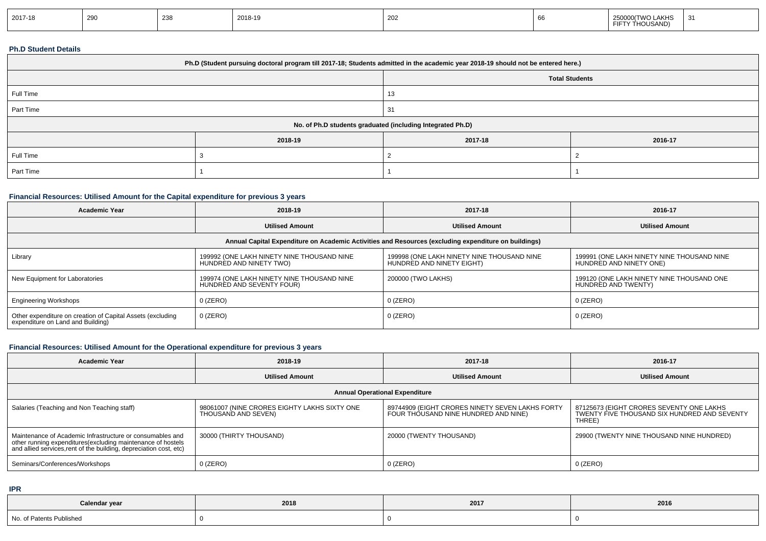| 2017-18 | 290 | 238 | 2018-19 | 202 | 66 | 250000(TWO LAKHS FIFTY THOUSAND) | 31 |
|---|---|---|---|---|---|---|---|

**Ph.D Student Details**

| Ph.D (Student pursuing doctoral program till 2017-18; Students admitted in the academic year 2018-19 should not be entered here.) | | |
|---|---|---|
| | Total Students | |
| Full Time | 13 | |
| Part Time | 31 | |
| No. of Ph.D students graduated (including Integrated Ph.D) | | |
| | 2018-19 | 2017-18 | 2016-17 |
| Full Time | 3 | 2 | 2 |
| Part Time | 1 | 1 | 1 |

## Financial Resources: Utilised Amount for the Capital expenditure for previous 3 years

| Academic Year | 2018-19 | 2017-18 | 2016-17 |
|---|---|---|---|
| | Utilised Amount | Utilised Amount | Utilised Amount |
| Annual Capital Expenditure on Academic Activities and Resources (excluding expenditure on buildings) | | | |
| Library | 199992 (ONE LAKH NINETY NINE THOUSAND NINE HUNDRED AND NINETY TWO) | 199998 (ONE LAKH NINETY NINE THOUSAND NINE HUNDRED AND NINETY EIGHT) | 199991 (ONE LAKH NINETY NINE THOUSAND NINE HUNDRED AND NINETY ONE) |
| New Equipment for Laboratories | 199974 (ONE LAKH NINETY NINE THOUSAND NINE HUNDRED AND SEVENTY FOUR) | 200000 (TWO LAKHS) | 199120 (ONE LAKH NINETY NINE THOUSAND ONE HUNDRED AND TWENTY) |
| Engineering Workshops | 0 (ZERO) | 0 (ZERO) | 0 (ZERO) |
| Other expenditure on creation of Capital Assets (excluding expenditure on Land and Building) | 0 (ZERO) | 0 (ZERO) | 0 (ZERO) |

## Financial Resources: Utilised Amount for the Operational expenditure for previous 3 years

| Academic Year | 2018-19 | 2017-18 | 2016-17 |
|---|---|---|---|
| | Utilised Amount | Utilised Amount | Utilised Amount |
| Annual Operational Expenditure | | | |
| Salaries (Teaching and Non Teaching staff) | 98061007 (NINE CRORES EIGHTY LAKHS SIXTY ONE THOUSAND AND SEVEN) | 89744909 (EIGHT CRORES NINETY SEVEN LAKHS FORTY FOUR THOUSAND NINE HUNDRED AND NINE) | 87125673 (EIGHT CRORES SEVENTY ONE LAKHS TWENTY FIVE THOUSAND SIX HUNDRED AND SEVENTY THREE) |
| Maintenance of Academic Infrastructure or consumables and other running expenditures(excluding maintenance of hostels and allied services,rent of the building, depreciation cost, etc) | 30000 (THIRTY THOUSAND) | 20000 (TWENTY THOUSAND) | 29900 (TWENTY NINE THOUSAND NINE HUNDRED) |
| Seminars/Conferences/Workshops | 0 (ZERO) | 0 (ZERO) | 0 (ZERO) |

## IPR

| Calendar year | 2018 | 2017 | 2016 |
|---|---|---|---|
| No. of Patents Published | 0 | 0 | 0 |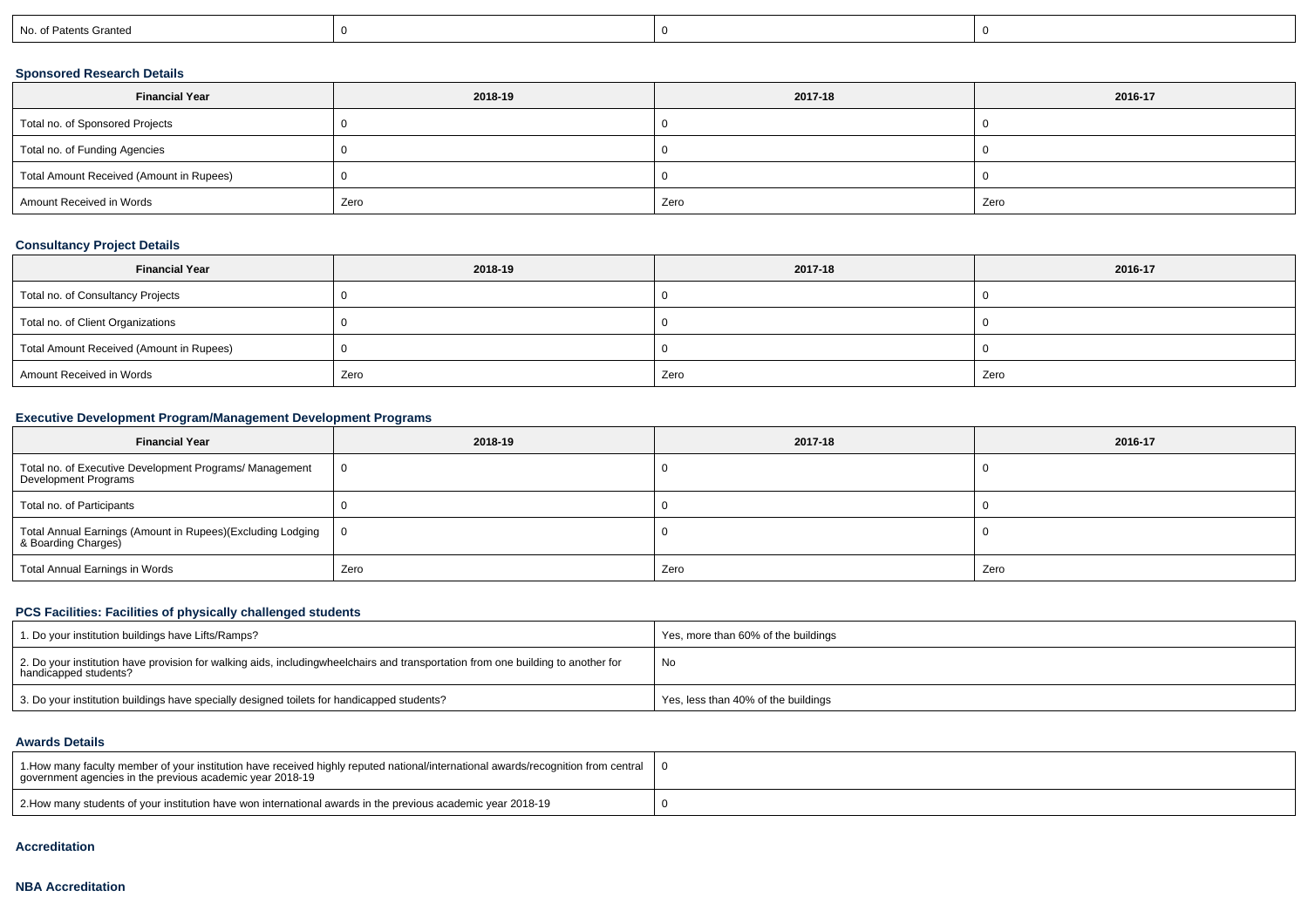| No. of Patents Granted | 0 | 0 | 0 |
|---|---|---|---|

### Sponsored Research Details

| Financial Year | 2018-19 | 2017-18 | 2016-17 |
|---|---|---|---|
| Total no. of Sponsored Projects | 0 | 0 | 0 |
| Total no. of Funding Agencies | 0 | 0 | 0 |
| Total Amount Received (Amount in Rupees) | 0 | 0 | 0 |
| Amount Received in Words | Zero | Zero | Zero |

### Consultancy Project Details

| Financial Year | 2018-19 | 2017-18 | 2016-17 |
|---|---|---|---|
| Total no. of Consultancy Projects | 0 | 0 | 0 |
| Total no. of Client Organizations | 0 | 0 | 0 |
| Total Amount Received (Amount in Rupees) | 0 | 0 | 0 |
| Amount Received in Words | Zero | Zero | Zero |

### Executive Development Program/Management Development Programs

| Financial Year | 2018-19 | 2017-18 | 2016-17 |
|---|---|---|---|
| Total no. of Executive Development Programs/ Management Development Programs | 0 | 0 | 0 |
| Total no. of Participants | 0 | 0 | 0 |
| Total Annual Earnings (Amount in Rupees)(Excluding Lodging & Boarding Charges) | 0 | 0 | 0 |
| Total Annual Earnings in Words | Zero | Zero | Zero |

### PCS Facilities: Facilities of physically challenged students

| | |
|---|---|
| 1. Do your institution buildings have Lifts/Ramps? | Yes, more than 60% of the buildings |
| 2. Do your institution have provision for walking aids, includingwheelchairs and transportation from one building to another for handicapped students? | No |
| 3. Do your institution buildings have specially designed toilets for handicapped students? | Yes, less than 40% of the buildings |

### Awards Details

| | |
|---|---|
| 1.How many faculty member of your institution have received highly reputed national/international awards/recognition from central government agencies in the previous academic year 2018-19 | 0 |
| 2.How many students of your institution have won international awards in the previous academic year 2018-19 | 0 |

### Accreditation

### NBA Accreditation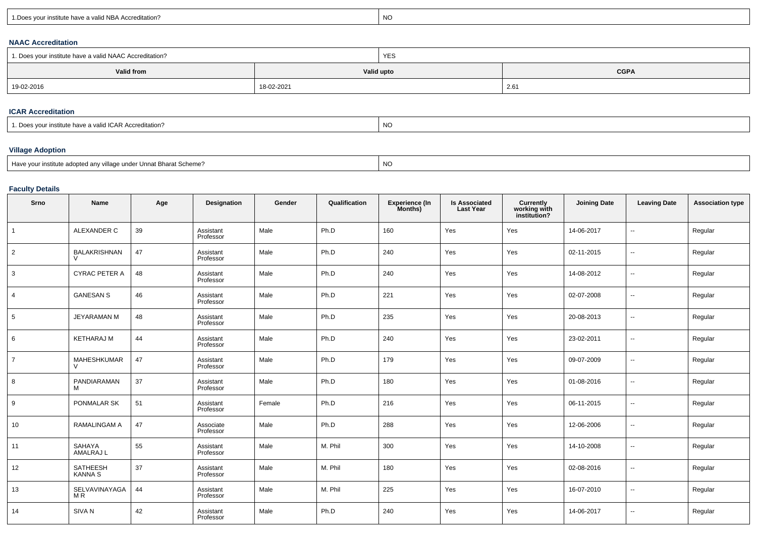| 1.Does your institute have a valid NBA Accreditation? | NO |
|---|---|

### NAAC Accreditation

| 1. Does your institute have a valid NAAC Accreditation? | YES | |
|---|---|---|
| **Valid from** | **Valid upto** | **CGPA** |
| 19-02-2016 | 18-02-2021 | 2.61 |

### ICAR Accreditation

| 1. Does your institute have a valid ICAR Accreditation? | NO |
|---|---|

### Village Adoption

| Have your institute adopted any village under Unnat Bharat Scheme? | NO |
|---|---|

### Faculty Details

| Srno | Name | Age | Designation | Gender | Qualification | Experience (In Months) | Is Associated Last Year | Currently working with institution? | Joining Date | Leaving Date | Association type |
|---|---|---|---|---|---|---|---|---|---|---|---|
| 1 | ALEXANDER C | 39 | Assistant Professor | Male | Ph.D | 160 | Yes | Yes | 14-06-2017 | -- | Regular |
| 2 | BALAKRISHNAN V | 47 | Assistant Professor | Male | Ph.D | 240 | Yes | Yes | 02-11-2015 | -- | Regular |
| 3 | CYRAC PETER A | 48 | Assistant Professor | Male | Ph.D | 240 | Yes | Yes | 14-08-2012 | -- | Regular |
| 4 | GANESAN S | 46 | Assistant Professor | Male | Ph.D | 221 | Yes | Yes | 02-07-2008 | -- | Regular |
| 5 | JEYARAMAN M | 48 | Assistant Professor | Male | Ph.D | 235 | Yes | Yes | 20-08-2013 | -- | Regular |
| 6 | KETHARAJ M | 44 | Assistant Professor | Male | Ph.D | 240 | Yes | Yes | 23-02-2011 | -- | Regular |
| 7 | MAHESHKUMAR V | 47 | Assistant Professor | Male | Ph.D | 179 | Yes | Yes | 09-07-2009 | -- | Regular |
| 8 | PANDIARAMAN M | 37 | Assistant Professor | Male | Ph.D | 180 | Yes | Yes | 01-08-2016 | -- | Regular |
| 9 | PONMALAR SK | 51 | Assistant Professor | Female | Ph.D | 216 | Yes | Yes | 06-11-2015 | -- | Regular |
| 10 | RAMALINGAM A | 47 | Associate Professor | Male | Ph.D | 288 | Yes | Yes | 12-06-2006 | -- | Regular |
| 11 | SAHAYA AMALRAJ L | 55 | Assistant Professor | Male | M. Phil | 300 | Yes | Yes | 14-10-2008 | -- | Regular |
| 12 | SATHEESH KANNA S | 37 | Assistant Professor | Male | M. Phil | 180 | Yes | Yes | 02-08-2016 | -- | Regular |
| 13 | SELVAVINAYAGAM R | 44 | Assistant Professor | Male | M. Phil | 225 | Yes | Yes | 16-07-2010 | -- | Regular |
| 14 | SIVA N | 42 | Assistant Professor | Male | Ph.D | 240 | Yes | Yes | 14-06-2017 | -- | Regular |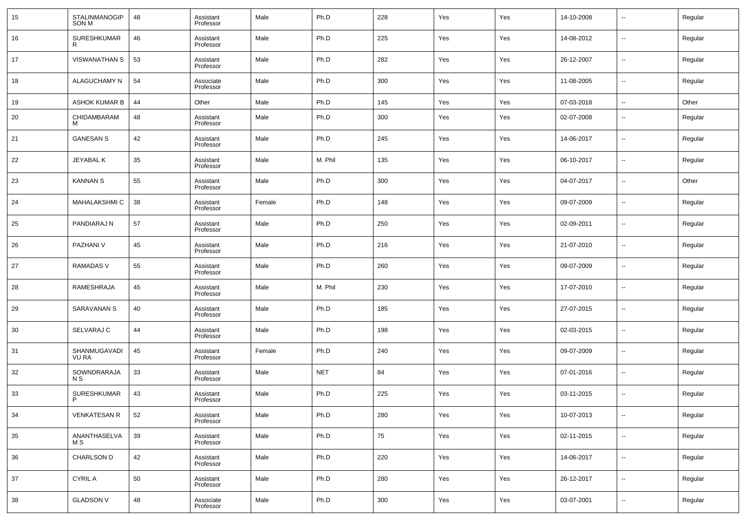| 15 | STALINMANOGIPSON M | 48 | Assistant Professor | Male | Ph.D | 228 | Yes | Yes | 14-10-2008 | -- | Regular |
|---|---|---|---|---|---|---|---|---|---|---|---|
| 16 | SURESHKUMAR R | 46 | Assistant Professor | Male | Ph.D | 225 | Yes | Yes | 14-08-2012 | -- | Regular |
| 17 | VISWANATHAN S | 53 | Assistant Professor | Male | Ph.D | 282 | Yes | Yes | 26-12-2007 | -- | Regular |
| 18 | ALAGUCHAMY N | 54 | Associate Professor | Male | Ph.D | 300 | Yes | Yes | 11-08-2005 | -- | Regular |
| 19 | ASHOK KUMAR B | 44 | Other | Male | Ph.D | 145 | Yes | Yes | 07-03-2018 | -- | Other |
| 20 | CHIDAMBARAM M | 48 | Assistant Professor | Male | Ph.D | 300 | Yes | Yes | 02-07-2008 | -- | Regular |
| 21 | GANESAN S | 42 | Assistant Professor | Male | Ph.D | 245 | Yes | Yes | 14-06-2017 | -- | Regular |
| 22 | JEYABAL K | 35 | Assistant Professor | Male | M. Phil | 135 | Yes | Yes | 06-10-2017 | -- | Regular |
| 23 | KANNAN S | 55 | Assistant Professor | Male | Ph.D | 300 | Yes | Yes | 04-07-2017 | -- | Other |
| 24 | MAHALAKSHMI C | 38 | Assistant Professor | Female | Ph.D | 148 | Yes | Yes | 09-07-2009 | -- | Regular |
| 25 | PANDIARAJ N | 57 | Assistant Professor | Male | Ph.D | 250 | Yes | Yes | 02-09-2011 | -- | Regular |
| 26 | PAZHANI V | 45 | Assistant Professor | Male | Ph.D | 216 | Yes | Yes | 21-07-2010 | -- | Regular |
| 27 | RAMADAS V | 55 | Assistant Professor | Male | Ph.D | 260 | Yes | Yes | 09-07-2009 | -- | Regular |
| 28 | RAMESHRAJA | 45 | Assistant Professor | Male | M. Phil | 230 | Yes | Yes | 17-07-2010 | -- | Regular |
| 29 | SARAVANAN S | 40 | Assistant Professor | Male | Ph.D | 185 | Yes | Yes | 27-07-2015 | -- | Regular |
| 30 | SELVARAJ C | 44 | Assistant Professor | Male | Ph.D | 198 | Yes | Yes | 02-03-2015 | -- | Regular |
| 31 | SHANMUGAVADIVU RA | 45 | Assistant Professor | Female | Ph.D | 240 | Yes | Yes | 09-07-2009 | -- | Regular |
| 32 | SOWNDRARAJAN S | 33 | Assistant Professor | Male | NET | 84 | Yes | Yes | 07-01-2016 | -- | Regular |
| 33 | SURESHKUMAR P | 43 | Assistant Professor | Male | Ph.D | 225 | Yes | Yes | 03-11-2015 | -- | Regular |
| 34 | VENKATESAN R | 52 | Assistant Professor | Male | Ph.D | 280 | Yes | Yes | 10-07-2013 | -- | Regular |
| 35 | ANANTHASELVAM S | 39 | Assistant Professor | Male | Ph.D | 75 | Yes | Yes | 02-11-2015 | -- | Regular |
| 36 | CHARLSON D | 42 | Assistant Professor | Male | Ph.D | 220 | Yes | Yes | 14-06-2017 | -- | Regular |
| 37 | CYRIL A | 50 | Assistant Professor | Male | Ph.D | 280 | Yes | Yes | 26-12-2017 | -- | Regular |
| 38 | GLADSON V | 48 | Associate Professor | Male | Ph.D | 300 | Yes | Yes | 03-07-2001 | -- | Regular |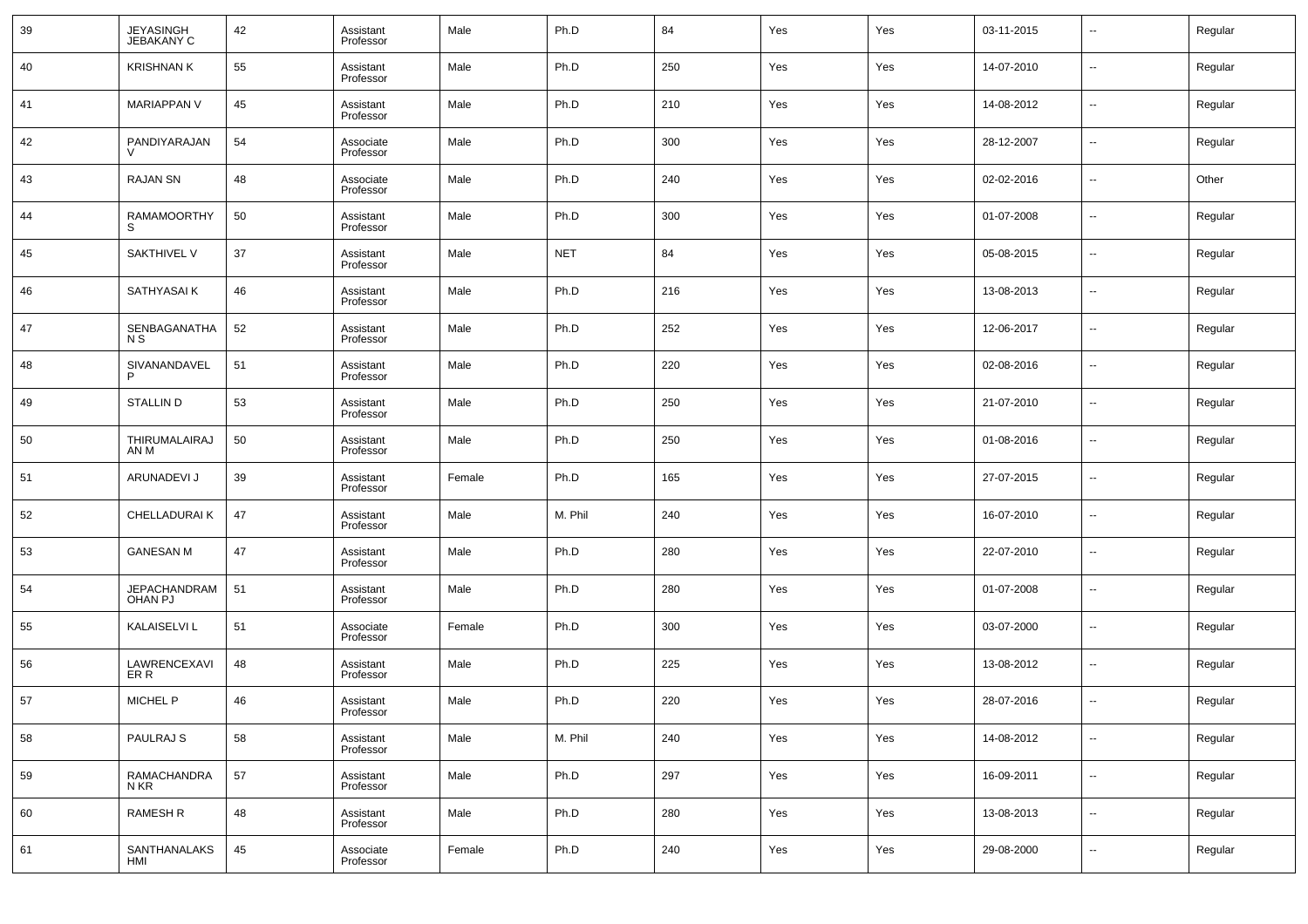| 39 | JEYASINGH JEBAKANY C | 42 | Assistant Professor | Male | Ph.D | 84 | Yes | Yes | 03-11-2015 | -- | Regular |
|---|---|---|---|---|---|---|---|---|---|---|---|
| 40 | KRISHNAN K | 55 | Assistant Professor | Male | Ph.D | 250 | Yes | Yes | 14-07-2010 | -- | Regular |
| 41 | MARIAPPAN V | 45 | Assistant Professor | Male | Ph.D | 210 | Yes | Yes | 14-08-2012 | -- | Regular |
| 42 | PANDIYARAJAN V | 54 | Associate Professor | Male | Ph.D | 300 | Yes | Yes | 28-12-2007 | -- | Regular |
| 43 | RAJAN SN | 48 | Associate Professor | Male | Ph.D | 240 | Yes | Yes | 02-02-2016 | -- | Other |
| 44 | RAMAMOORTHY S | 50 | Assistant Professor | Male | Ph.D | 300 | Yes | Yes | 01-07-2008 | -- | Regular |
| 45 | SAKTHIVEL V | 37 | Assistant Professor | Male | NET | 84 | Yes | Yes | 05-08-2015 | -- | Regular |
| 46 | SATHYASAI K | 46 | Assistant Professor | Male | Ph.D | 216 | Yes | Yes | 13-08-2013 | -- | Regular |
| 47 | SENBAGANATHAN S | 52 | Assistant Professor | Male | Ph.D | 252 | Yes | Yes | 12-06-2017 | -- | Regular |
| 48 | SIVANANDAVEL P | 51 | Assistant Professor | Male | Ph.D | 220 | Yes | Yes | 02-08-2016 | -- | Regular |
| 49 | STALLIN D | 53 | Assistant Professor | Male | Ph.D | 250 | Yes | Yes | 21-07-2010 | -- | Regular |
| 50 | THIRUMALAIRAJAN M | 50 | Assistant Professor | Male | Ph.D | 250 | Yes | Yes | 01-08-2016 | -- | Regular |
| 51 | ARUNADEVI J | 39 | Assistant Professor | Female | Ph.D | 165 | Yes | Yes | 27-07-2015 | -- | Regular |
| 52 | CHELLADURAI K | 47 | Assistant Professor | Male | M. Phil | 240 | Yes | Yes | 16-07-2010 | -- | Regular |
| 53 | GANESAN M | 47 | Assistant Professor | Male | Ph.D | 280 | Yes | Yes | 22-07-2010 | -- | Regular |
| 54 | JEPACHANDRAMOHAN PJ | 51 | Assistant Professor | Male | Ph.D | 280 | Yes | Yes | 01-07-2008 | -- | Regular |
| 55 | KALAISELVI L | 51 | Associate Professor | Female | Ph.D | 300 | Yes | Yes | 03-07-2000 | -- | Regular |
| 56 | LAWRENCEXAVIER R | 48 | Assistant Professor | Male | Ph.D | 225 | Yes | Yes | 13-08-2012 | -- | Regular |
| 57 | MICHEL P | 46 | Assistant Professor | Male | Ph.D | 220 | Yes | Yes | 28-07-2016 | -- | Regular |
| 58 | PAULRAJ S | 58 | Assistant Professor | Male | M. Phil | 240 | Yes | Yes | 14-08-2012 | -- | Regular |
| 59 | RAMACHANDRAN KR | 57 | Assistant Professor | Male | Ph.D | 297 | Yes | Yes | 16-09-2011 | -- | Regular |
| 60 | RAMESH R | 48 | Assistant Professor | Male | Ph.D | 280 | Yes | Yes | 13-08-2013 | -- | Regular |
| 61 | SANTHANALAKSHMI | 45 | Associate Professor | Female | Ph.D | 240 | Yes | Yes | 29-08-2000 | -- | Regular |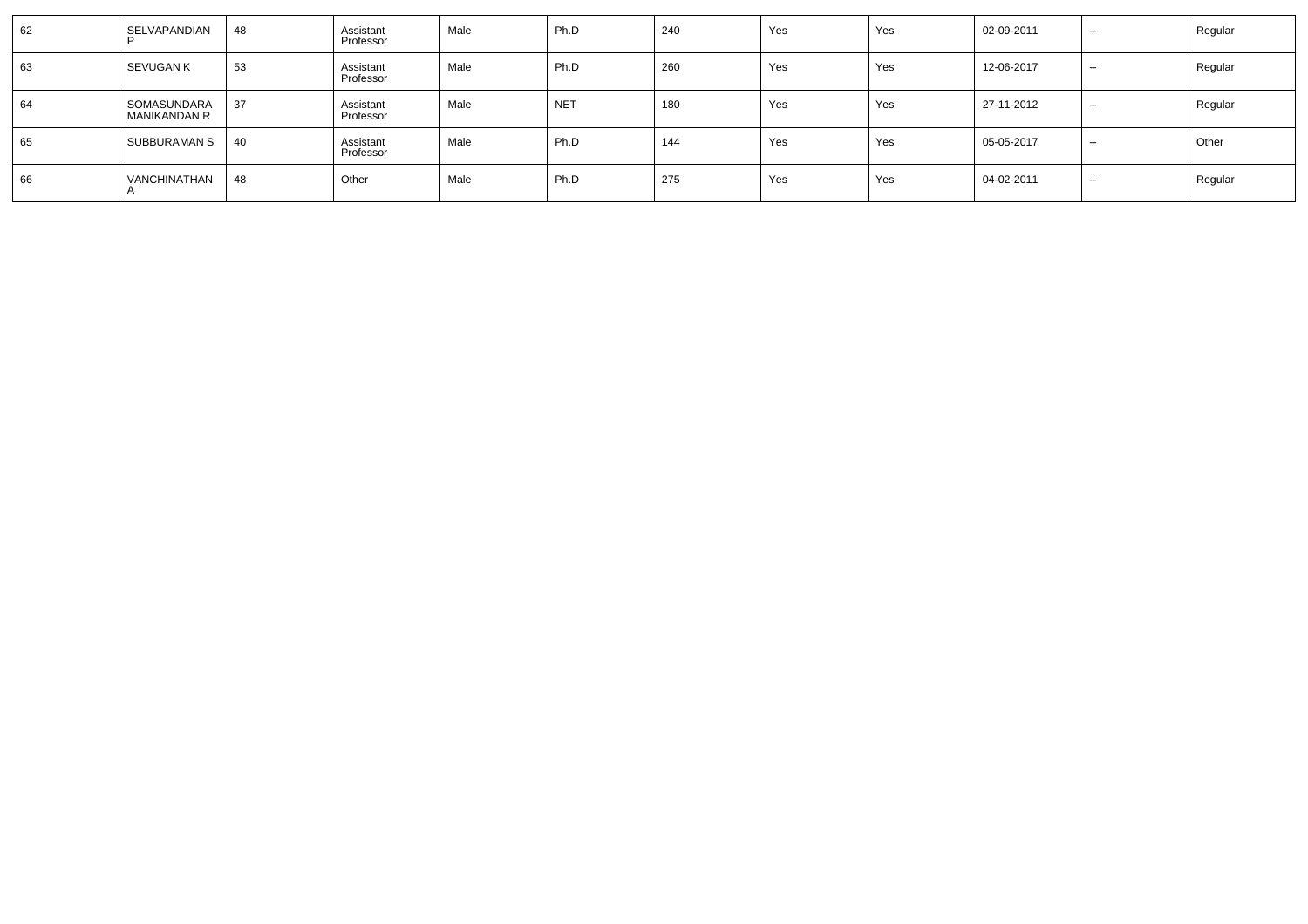| | | | | | | | | | | | |
|---|---|---|---|---|---|---|---|---|---|---|---|
| 62 | SELVAPANDIAN P | 48 | Assistant Professor | Male | Ph.D | 240 | Yes | Yes | 02-09-2011 | -- | Regular |
| 63 | SEVUGAN K | 53 | Assistant Professor | Male | Ph.D | 260 | Yes | Yes | 12-06-2017 | -- | Regular |
| 64 | SOMASUNDARA MANIKANDAN R | 37 | Assistant Professor | Male | NET | 180 | Yes | Yes | 27-11-2012 | -- | Regular |
| 65 | SUBBURAMAN S | 40 | Assistant Professor | Male | Ph.D | 144 | Yes | Yes | 05-05-2017 | -- | Other |
| 66 | VANCHINATHAN A | 48 | Other | Male | Ph.D | 275 | Yes | Yes | 04-02-2011 | -- | Regular |